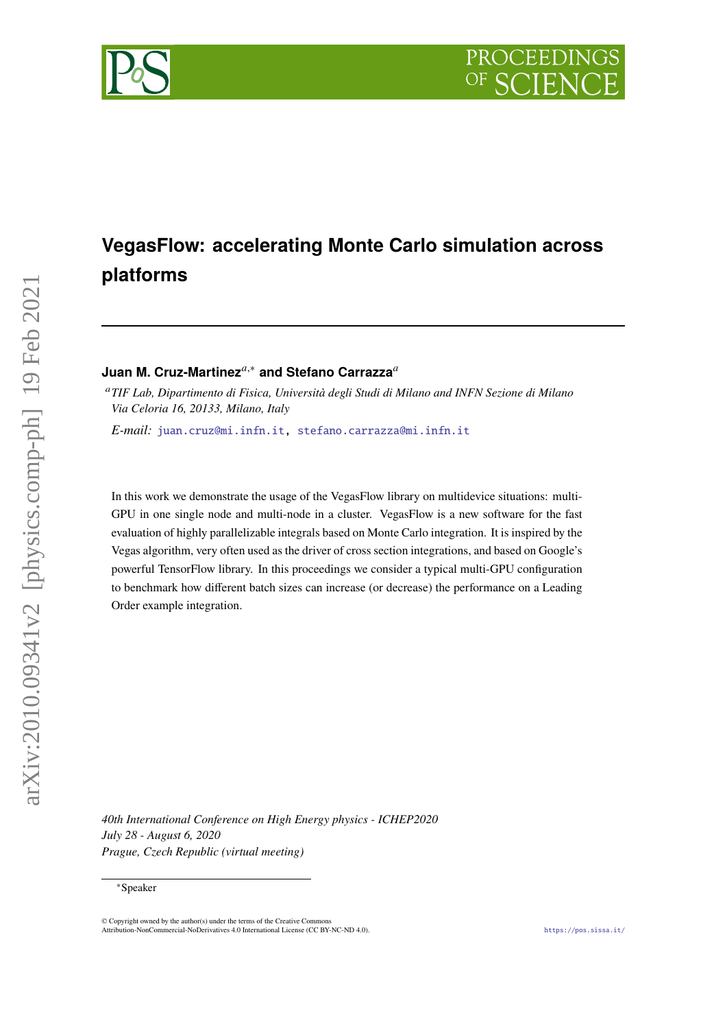# VegasFlow: accelerating Monte Carlo simulation across platforms

**Juan M. Cruz-Martinez**[a,∗] **and Stefano Carrazza**[a]

[a] *TIF Lab, Dipartimento di Fisica, Università degli Studi di Milano and INFN Sezione di Milano Via Celoria 16, 20133, Milano, Italy*

*E-mail:* juan.cruz@mi.infn.it, stefano.carrazza@mi.infn.it

In this work we demonstrate the usage of the VegasFlow library on multidevice situations: multi-GPU in one single node and multi-node in a cluster. VegasFlow is a new software for the fast evaluation of highly parallelizable integrals based on Monte Carlo integration. It is inspired by the Vegas algorithm, very often used as the driver of cross section integrations, and based on Google's powerful TensorFlow library. In this proceedings we consider a typical multi-GPU configuration to benchmark how different batch sizes can increase (or decrease) the performance on a Leading Order example integration.

*40th International Conference on High Energy physics - ICHEP2020*
*July 28 - August 6, 2020*
*Prague, Czech Republic (virtual meeting)*

∗Speaker

© Copyright owned by the author(s) under the terms of the Creative Commons Attribution-NonCommercial-NoDerivatives 4.0 International License (CC BY-NC-ND 4.0).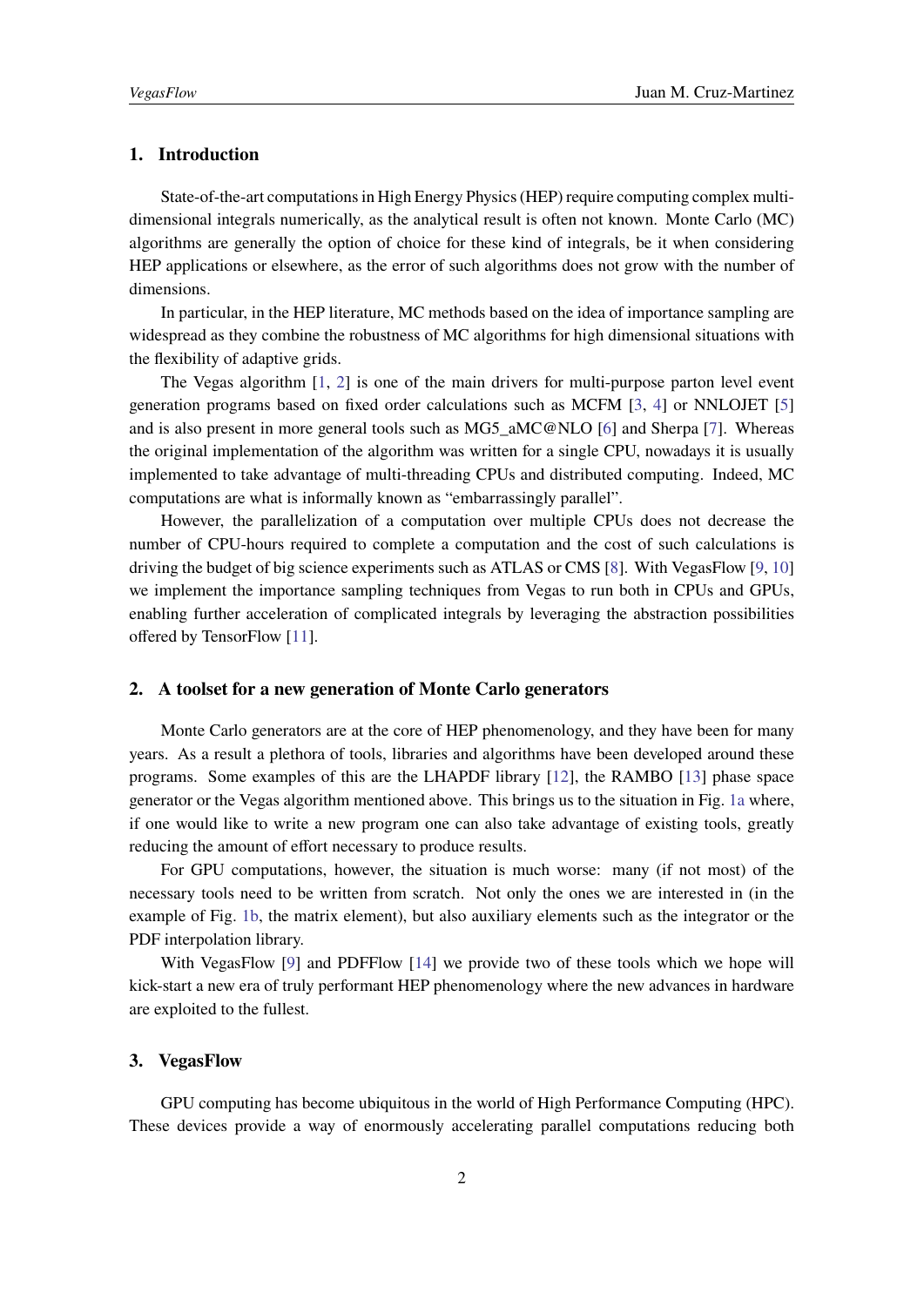## 1. Introduction

State-of-the-art computations in High Energy Physics (HEP) require computing complex multi-dimensional integrals numerically, as the analytical result is often not known. Monte Carlo (MC) algorithms are generally the option of choice for these kind of integrals, be it when considering HEP applications or elsewhere, as the error of such algorithms does not grow with the number of dimensions.

In particular, in the HEP literature, MC methods based on the idea of importance sampling are widespread as they combine the robustness of MC algorithms for high dimensional situations with the flexibility of adaptive grids.

The Vegas algorithm [1, 2] is one of the main drivers for multi-purpose parton level event generation programs based on fixed order calculations such as MCFM [3, 4] or NNLOJET [5] and is also present in more general tools such as MG5_aMC@NLO [6] and Sherpa [7]. Whereas the original implementation of the algorithm was written for a single CPU, nowadays it is usually implemented to take advantage of multi-threading CPUs and distributed computing. Indeed, MC computations are what is informally known as "embarrassingly parallel".

However, the parallelization of a computation over multiple CPUs does not decrease the number of CPU-hours required to complete a computation and the cost of such calculations is driving the budget of big science experiments such as ATLAS or CMS [8]. With VegasFlow [9, 10] we implement the importance sampling techniques from Vegas to run both in CPUs and GPUs, enabling further acceleration of complicated integrals by leveraging the abstraction possibilities offered by TensorFlow [11].

## 2. A toolset for a new generation of Monte Carlo generators

Monte Carlo generators are at the core of HEP phenomenology, and they have been for many years. As a result a plethora of tools, libraries and algorithms have been developed around these programs. Some examples of this are the LHAPDF library [12], the RAMBO [13] phase space generator or the Vegas algorithm mentioned above. This brings us to the situation in Fig. 1a where, if one would like to write a new program one can also take advantage of existing tools, greatly reducing the amount of effort necessary to produce results.

For GPU computations, however, the situation is much worse: many (if not most) of the necessary tools need to be written from scratch. Not only the ones we are interested in (in the example of Fig. 1b, the matrix element), but also auxiliary elements such as the integrator or the PDF interpolation library.

With VegasFlow [9] and PDFFlow [14] we provide two of these tools which we hope will kick-start a new era of truly performant HEP phenomenology where the new advances in hardware are exploited to the fullest.

## 3. VegasFlow

GPU computing has become ubiquitous in the world of High Performance Computing (HPC). These devices provide a way of enormously accelerating parallel computations reducing both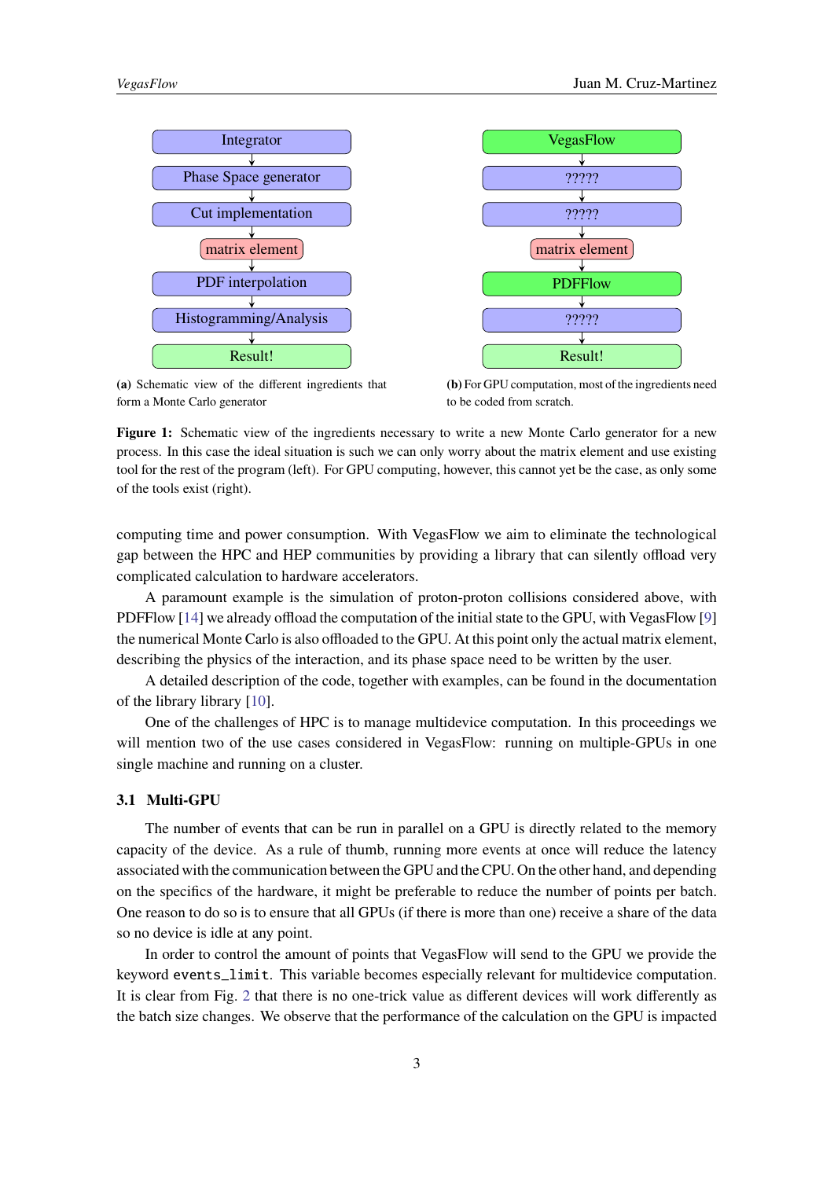Integrator → Phase Space generator → Cut implementation → matrix element → PDF interpolation → Histogramming/Analysis → Result!

**(a)** Schematic view of the different ingredients that form a Monte Carlo generator

VegasFlow → ????? → ????? → matrix element → PDFFlow → ????? → Result!

**(b)** For GPU computation, most of the ingredients need to be coded from scratch.

**Figure 1:** Schematic view of the ingredients necessary to write a new Monte Carlo generator for a new process. In this case the ideal situation is such we can only worry about the matrix element and use existing tool for the rest of the program (left). For GPU computing, however, this cannot yet be the case, as only some of the tools exist (right).

computing time and power consumption. With VegasFlow we aim to eliminate the technological gap between the HPC and HEP communities by providing a library that can silently offload very complicated calculation to hardware accelerators.

A paramount example is the simulation of proton-proton collisions considered above, with PDFFlow [14] we already offload the computation of the initial state to the GPU, with VegasFlow [9] the numerical Monte Carlo is also offloaded to the GPU. At this point only the actual matrix element, describing the physics of the interaction, and its phase space need to be written by the user.

A detailed description of the code, together with examples, can be found in the documentation of the library library [10].

One of the challenges of HPC is to manage multidevice computation. In this proceedings we will mention two of the use cases considered in VegasFlow: running on multiple-GPUs in one single machine and running on a cluster.

### 3.1 Multi-GPU

The number of events that can be run in parallel on a GPU is directly related to the memory capacity of the device. As a rule of thumb, running more events at once will reduce the latency associated with the communication between the GPU and the CPU. On the other hand, and depending on the specifics of the hardware, it might be preferable to reduce the number of points per batch. One reason to do so is to ensure that all GPUs (if there is more than one) receive a share of the data so no device is idle at any point.

In order to control the amount of points that VegasFlow will send to the GPU we provide the keyword `events_limit`. This variable becomes especially relevant for multidevice computation. It is clear from Fig. 2 that there is no one-trick value as different devices will work differently as the batch size changes. We observe that the performance of the calculation on the GPU is impacted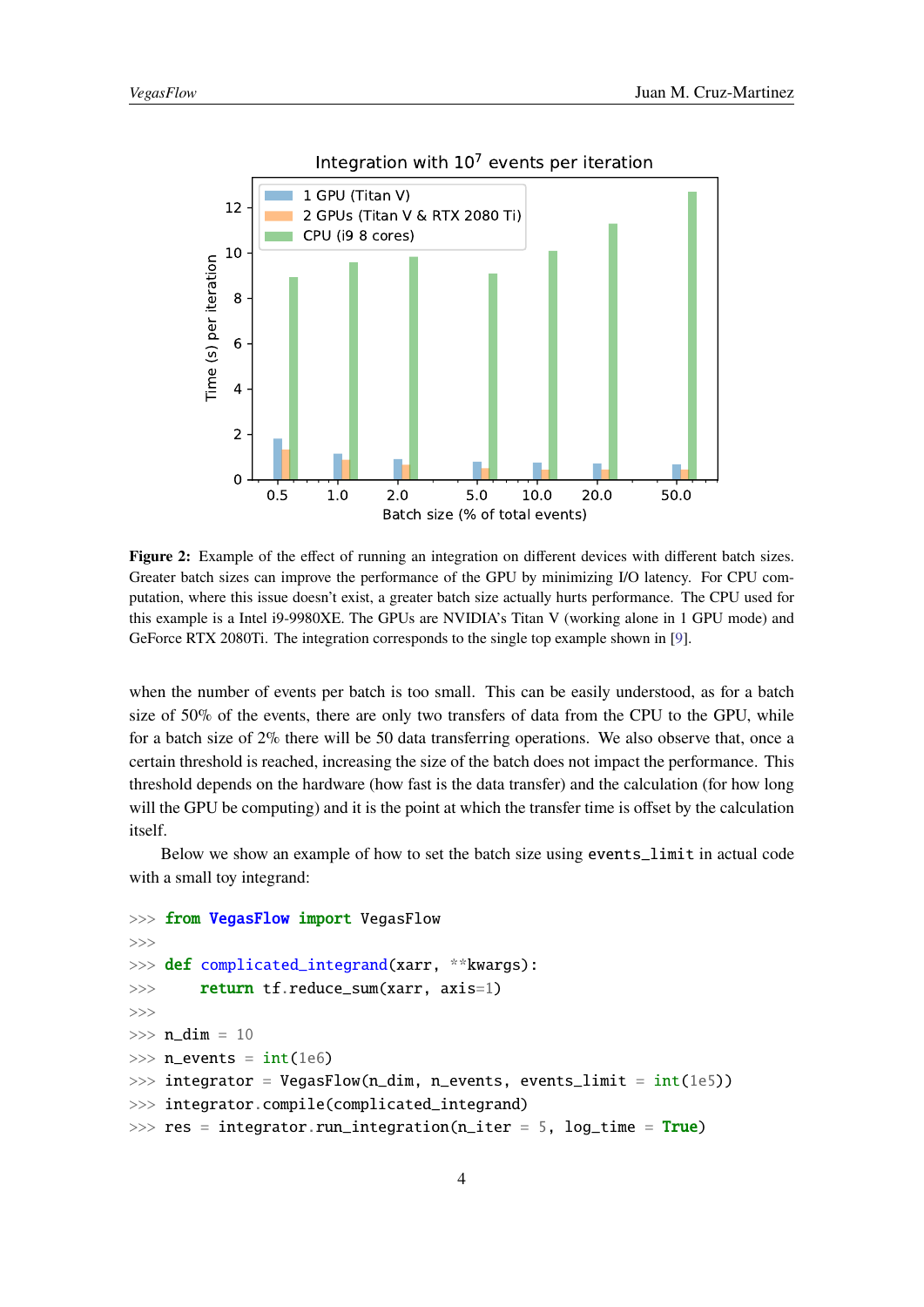**Figure 2:** Example of the effect of running an integration on different devices with different batch sizes. Greater batch sizes can improve the performance of the GPU by minimizing I/O latency. For CPU computation, where this issue doesn't exist, a greater batch size actually hurts performance. The CPU used for this example is a Intel i9-9980XE. The GPUs are NVIDIA's Titan V (working alone in 1 GPU mode) and GeForce RTX 2080Ti. The integration corresponds to the single top example shown in [9].

when the number of events per batch is too small. This can be easily understood, as for a batch size of 50% of the events, there are only two transfers of data from the CPU to the GPU, while for a batch size of 2% there will be 50 data transferring operations. We also observe that, once a certain threshold is reached, increasing the size of the batch does not impact the performance. This threshold depends on the hardware (how fast is the data transfer) and the calculation (for how long will the GPU be computing) and it is the point at which the transfer time is offset by the calculation itself.

Below we show an example of how to set the batch size using `events_limit` in actual code with a small toy integrand:

```
>>> from VegasFlow import VegasFlow
>>>
>>> def complicated_integrand(xarr, **kwargs):
>>>     return tf.reduce_sum(xarr, axis=1)
>>>
>>> n_dim = 10
>>> n_events = int(1e6)
>>> integrator = VegasFlow(n_dim, n_events, events_limit = int(1e5))
>>> integrator.compile(complicated_integrand)
>>> res = integrator.run_integration(n_iter = 5, log_time = True)
```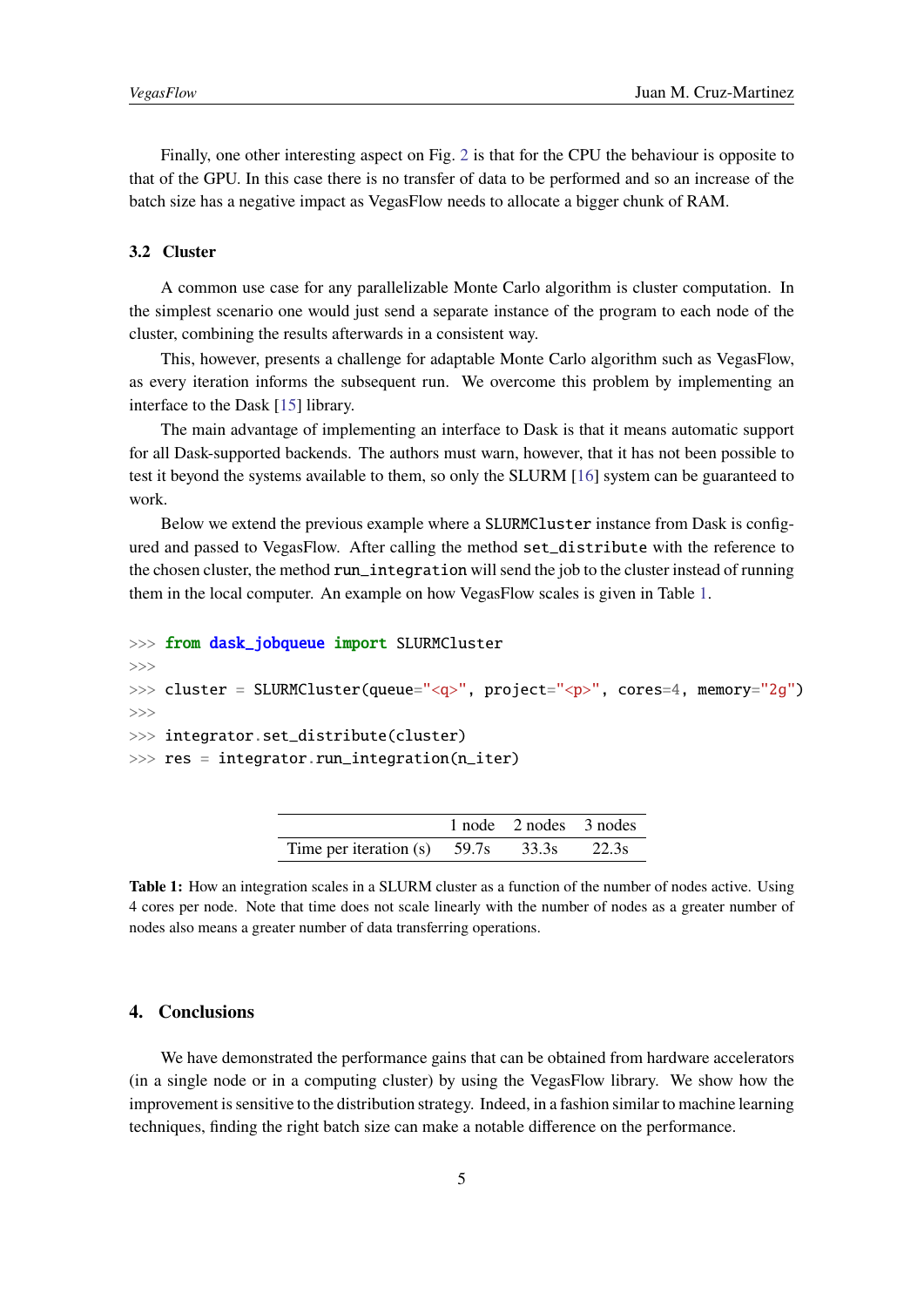Finally, one other interesting aspect on Fig. 2 is that for the CPU the behaviour is opposite to that of the GPU. In this case there is no transfer of data to be performed and so an increase of the batch size has a negative impact as VegasFlow needs to allocate a bigger chunk of RAM.

### 3.2 Cluster

A common use case for any parallelizable Monte Carlo algorithm is cluster computation. In the simplest scenario one would just send a separate instance of the program to each node of the cluster, combining the results afterwards in a consistent way.

This, however, presents a challenge for adaptable Monte Carlo algorithm such as VegasFlow, as every iteration informs the subsequent run. We overcome this problem by implementing an interface to the Dask [15] library.

The main advantage of implementing an interface to Dask is that it means automatic support for all Dask-supported backends. The authors must warn, however, that it has not been possible to test it beyond the systems available to them, so only the SLURM [16] system can be guaranteed to work.

Below we extend the previous example where a `SLURMCluster` instance from Dask is configured and passed to VegasFlow. After calling the method `set_distribute` with the reference to the chosen cluster, the method `run_integration` will send the job to the cluster instead of running them in the local computer. An example on how VegasFlow scales is given in Table 1.

```
>>> from dask_jobqueue import SLURMCluster
>>>
>>> cluster = SLURMCluster(queue="<q>", project="<p>", cores=4, memory="2g")
>>>
>>> integrator.set_distribute(cluster)
>>> res = integrator.run_integration(n_iter)
```

| | 1 node | 2 nodes | 3 nodes |
|---|---|---|---|
| Time per iteration (s) | 59.7s | 33.3s | 22.3s |

**Table 1:** How an integration scales in a SLURM cluster as a function of the number of nodes active. Using 4 cores per node. Note that time does not scale linearly with the number of nodes as a greater number of nodes also means a greater number of data transferring operations.

## 4. Conclusions

We have demonstrated the performance gains that can be obtained from hardware accelerators (in a single node or in a computing cluster) by using the VegasFlow library. We show how the improvement is sensitive to the distribution strategy. Indeed, in a fashion similar to machine learning techniques, finding the right batch size can make a notable difference on the performance.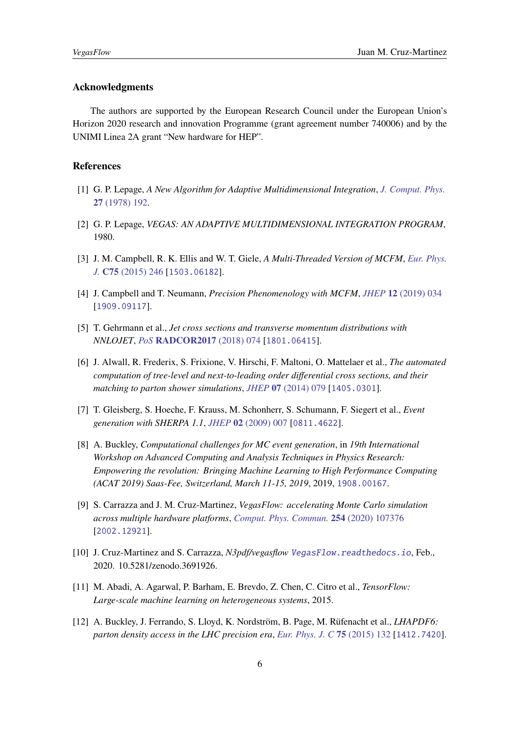### Acknowledgments

The authors are supported by the European Research Council under the European Union's Horizon 2020 research and innovation Programme (grant agreement number 740006) and by the UNIMI Linea 2A grant "New hardware for HEP".

### References

[1] G. P. Lepage, *A New Algorithm for Adaptive Multidimensional Integration*, J. Comput. Phys. **27** (1978) 192.

[2] G. P. Lepage, *VEGAS: AN ADAPTIVE MULTIDIMENSIONAL INTEGRATION PROGRAM*, 1980.

[3] J. M. Campbell, R. K. Ellis and W. T. Giele, *A Multi-Threaded Version of MCFM*, Eur. Phys. J. **C75** (2015) 246 [1503.06182].

[4] J. Campbell and T. Neumann, *Precision Phenomenology with MCFM*, JHEP **12** (2019) 034 [1909.09117].

[5] T. Gehrmann et al., *Jet cross sections and transverse momentum distributions with NNLOJET*, PoS **RADCOR2017** (2018) 074 [1801.06415].

[6] J. Alwall, R. Frederix, S. Frixione, V. Hirschi, F. Maltoni, O. Mattelaer et al., *The automated computation of tree-level and next-to-leading order differential cross sections, and their matching to parton shower simulations*, JHEP **07** (2014) 079 [1405.0301].

[7] T. Gleisberg, S. Hoeche, F. Krauss, M. Schonherr, S. Schumann, F. Siegert et al., *Event generation with SHERPA 1.1*, JHEP **02** (2009) 007 [0811.4622].

[8] A. Buckley, *Computational challenges for MC event generation*, in *19th International Workshop on Advanced Computing and Analysis Techniques in Physics Research: Empowering the revolution: Bringing Machine Learning to High Performance Computing (ACAT 2019) Saas-Fee, Switzerland, March 11-15, 2019*, 2019, 1908.00167.

[9] S. Carrazza and J. M. Cruz-Martinez, *VegasFlow: accelerating Monte Carlo simulation across multiple hardware platforms*, Comput. Phys. Commun. **254** (2020) 107376 [2002.12921].

[10] J. Cruz-Martinez and S. Carrazza, *N3pdf/vegasflow* VegasFlow.readthedocs.io, Feb., 2020. 10.5281/zenodo.3691926.

[11] M. Abadi, A. Agarwal, P. Barham, E. Brevdo, Z. Chen, C. Citro et al., *TensorFlow: Large-scale machine learning on heterogeneous systems*, 2015.

[12] A. Buckley, J. Ferrando, S. Lloyd, K. Nordström, B. Page, M. Rüfenacht et al., *LHAPDF6: parton density access in the LHC precision era*, Eur. Phys. J. C **75** (2015) 132 [1412.7420].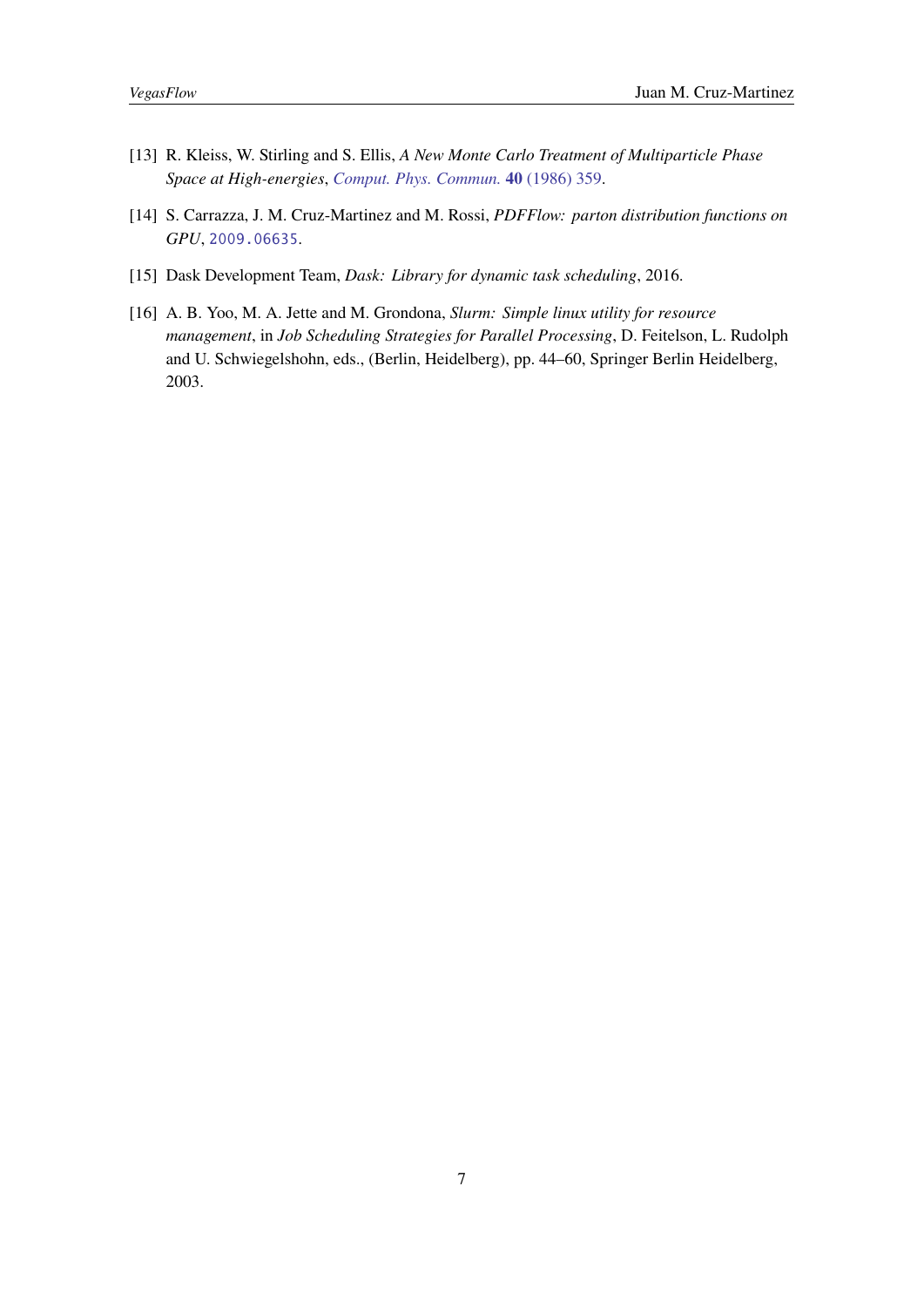[13] R. Kleiss, W. Stirling and S. Ellis, *A New Monte Carlo Treatment of Multiparticle Phase Space at High-energies*, *Comput. Phys. Commun.* **40** (1986) 359.

[14] S. Carrazza, J. M. Cruz-Martinez and M. Rossi, *PDFFlow: parton distribution functions on GPU*, 2009.06635.

[15] Dask Development Team, *Dask: Library for dynamic task scheduling*, 2016.

[16] A. B. Yoo, M. A. Jette and M. Grondona, *Slurm: Simple linux utility for resource management*, in *Job Scheduling Strategies for Parallel Processing*, D. Feitelson, L. Rudolph and U. Schwiegelshohn, eds., (Berlin, Heidelberg), pp. 44–60, Springer Berlin Heidelberg, 2003.